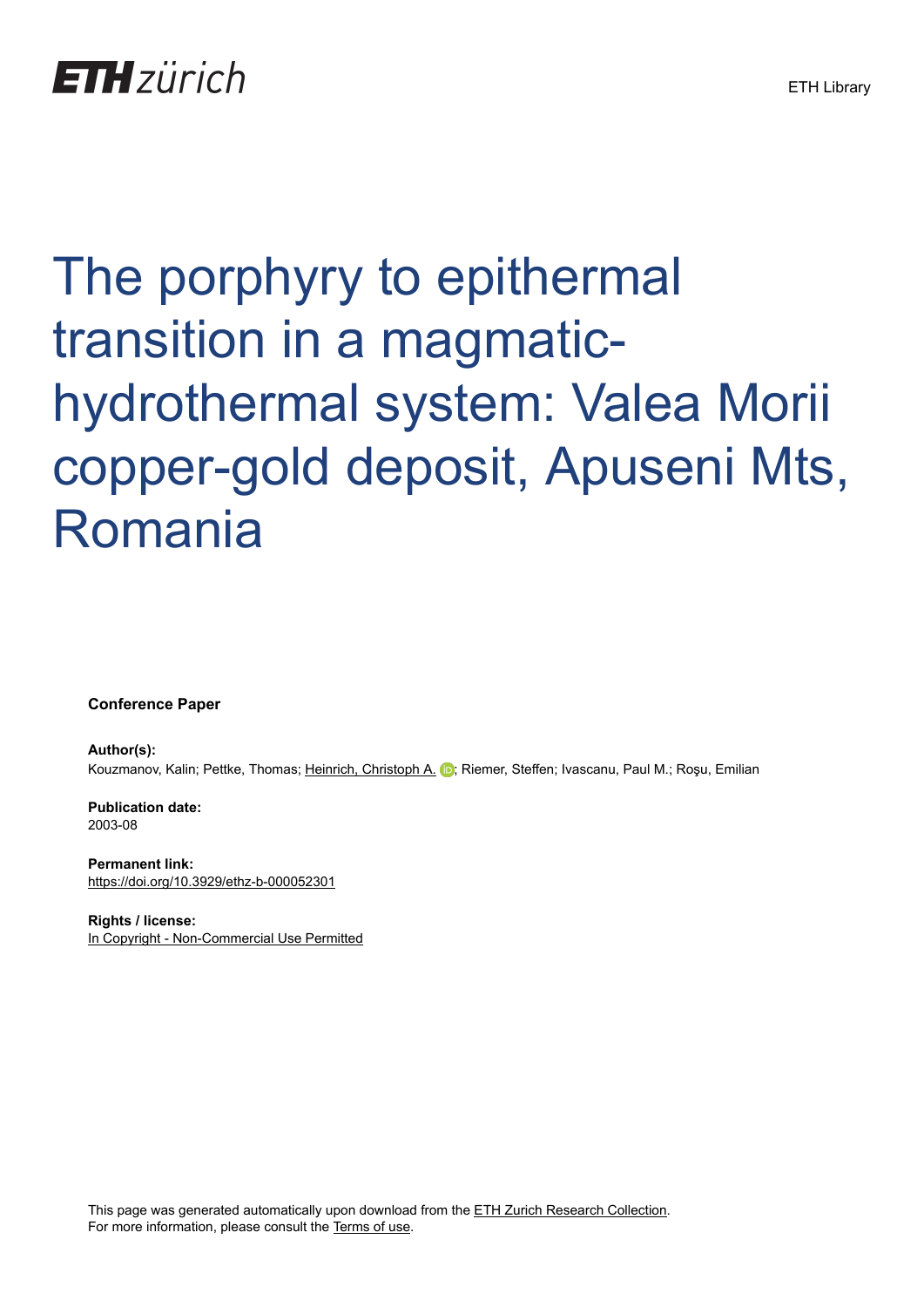# The porphyry to epithermal transition in a magmatic-hydrothermal system: Valea Morii copper-gold deposit, Apuseni Mts, Romania

**Conference Paper**

**Author(s):**
Kouzmanov, Kalin; Pettke, Thomas; Heinrich, Christoph A.; Riemer, Steffen; Ivascanu, Paul M.; Roşu, Emilian

**Publication date:**
2003-08

**Permanent link:**
https://doi.org/10.3929/ethz-b-000052301

**Rights / license:**
In Copyright - Non-Commercial Use Permitted

This page was generated automatically upon download from the ETH Zurich Research Collection.
For more information, please consult the Terms of use.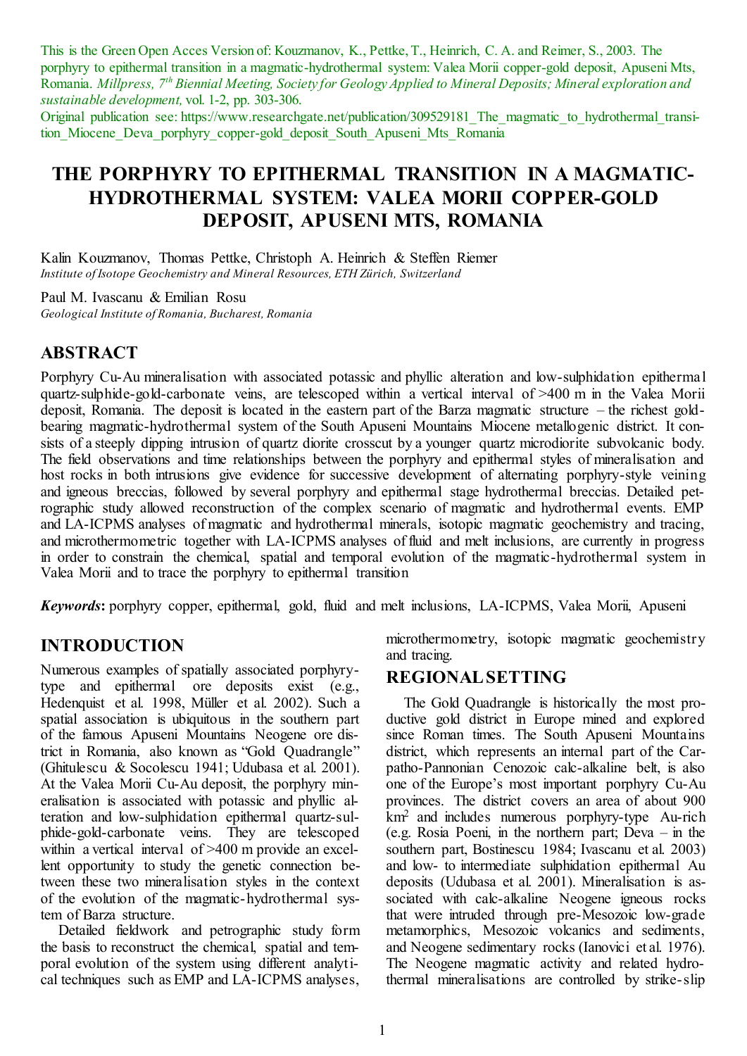This is the Green Open Acces Version of: Kouzmanov, K., Pettke, T., Heinrich, C. A. and Reimer, S., 2003. The porphyry to epithermal transition in a magmatic-hydrothermal system: Valea Morii copper-gold deposit, Apuseni Mts, Romania. *Millpress, 7th Biennial Meeting, Society for Geology Applied to Mineral Deposits; Mineral exploration and sustainable development,* vol. 1-2, pp. 303-306.
Original publication see: https://www.researchgate.net/publication/309529181_The_magmatic_to_hydrothermal_transition_Miocene_Deva_porphyry_copper-gold_deposit_South_Apuseni_Mts_Romania

# THE PORPHYRY TO EPITHERMAL TRANSITION IN A MAGMATIC-HYDROTHERMAL SYSTEM: VALEA MORII COPPER-GOLD DEPOSIT, APUSENI MTS, ROMANIA

Kalin Kouzmanov, Thomas Pettke, Christoph A. Heinrich & Steffen Riemer
*Institute of Isotope Geochemistry and Mineral Resources, ETH Zürich, Switzerland*

Paul M. Ivascanu & Emilian Rosu
*Geological Institute of Romania, Bucharest, Romania*

## ABSTRACT

Porphyry Cu-Au mineralisation with associated potassic and phyllic alteration and low-sulphidation epithermal quartz-sulphide-gold-carbonate veins, are telescoped within a vertical interval of >400 m in the Valea Morii deposit, Romania. The deposit is located in the eastern part of the Barza magmatic structure – the richest gold-bearing magmatic-hydrothermal system of the South Apuseni Mountains Miocene metallogenic district. It consists of a steeply dipping intrusion of quartz diorite crosscut by a younger quartz microdiorite subvolcanic body. The field observations and time relationships between the porphyry and epithermal styles of mineralisation and host rocks in both intrusions give evidence for successive development of alternating porphyry-style veining and igneous breccias, followed by several porphyry and epithermal stage hydrothermal breccias. Detailed petrographic study allowed reconstruction of the complex scenario of magmatic and hydrothermal events. EMP and LA-ICPMS analyses of magmatic and hydrothermal minerals, isotopic magmatic geochemistry and tracing, and microthermometric together with LA-ICPMS analyses of fluid and melt inclusions, are currently in progress in order to constrain the chemical, spatial and temporal evolution of the magmatic-hydrothermal system in Valea Morii and to trace the porphyry to epithermal transition

***Keywords*:** porphyry copper, epithermal, gold, fluid and melt inclusions, LA-ICPMS, Valea Morii, Apuseni

## INTRODUCTION

Numerous examples of spatially associated porphyry-type and epithermal ore deposits exist (e.g., Hedenquist et al. 1998, Müller et al. 2002). Such a spatial association is ubiquitous in the southern part of the famous Apuseni Mountains Neogene ore district in Romania, also known as "Gold Quadrangle" (Ghitulescu & Socolescu 1941; Udubasa et al. 2001). At the Valea Morii Cu-Au deposit, the porphyry mineralisation is associated with potassic and phyllic alteration and low-sulphidation epithermal quartz-sulphide-gold-carbonate veins. They are telescoped within a vertical interval of >400 m provide an excellent opportunity to study the genetic connection between these two mineralisation styles in the context of the evolution of the magmatic-hydrothermal system of Barza structure.

Detailed fieldwork and petrographic study form the basis to reconstruct the chemical, spatial and temporal evolution of the system using different analytical techniques such as EMP and LA-ICPMS analyses, microthermometry, isotopic magmatic geochemistry and tracing.

## REGIONAL SETTING

The Gold Quadrangle is historically the most productive gold district in Europe mined and explored since Roman times. The South Apuseni Mountains district, which represents an internal part of the Carpatho-Pannonian Cenozoic calc-alkaline belt, is also one of the Europe's most important porphyry Cu-Au provinces. The district covers an area of about 900 km$^2$ and includes numerous porphyry-type Au-rich (e.g. Rosia Poeni, in the northern part; Bostinescu 1984; Deva – in the southern part, Ivascanu et al. 2003) and low- to intermediate sulphidation epithermal Au deposits (Udubasa et al. 2001). Mineralisation is associated with calc-alkaline Neogene igneous rocks that were intruded through pre-Mesozoic low-grade metamorphics, Mesozoic volcanics and sediments, and Neogene sedimentary rocks (Ianovici et al. 1976). The Neogene magmatic activity and related hydrothermal mineralisations are controlled by strike-slip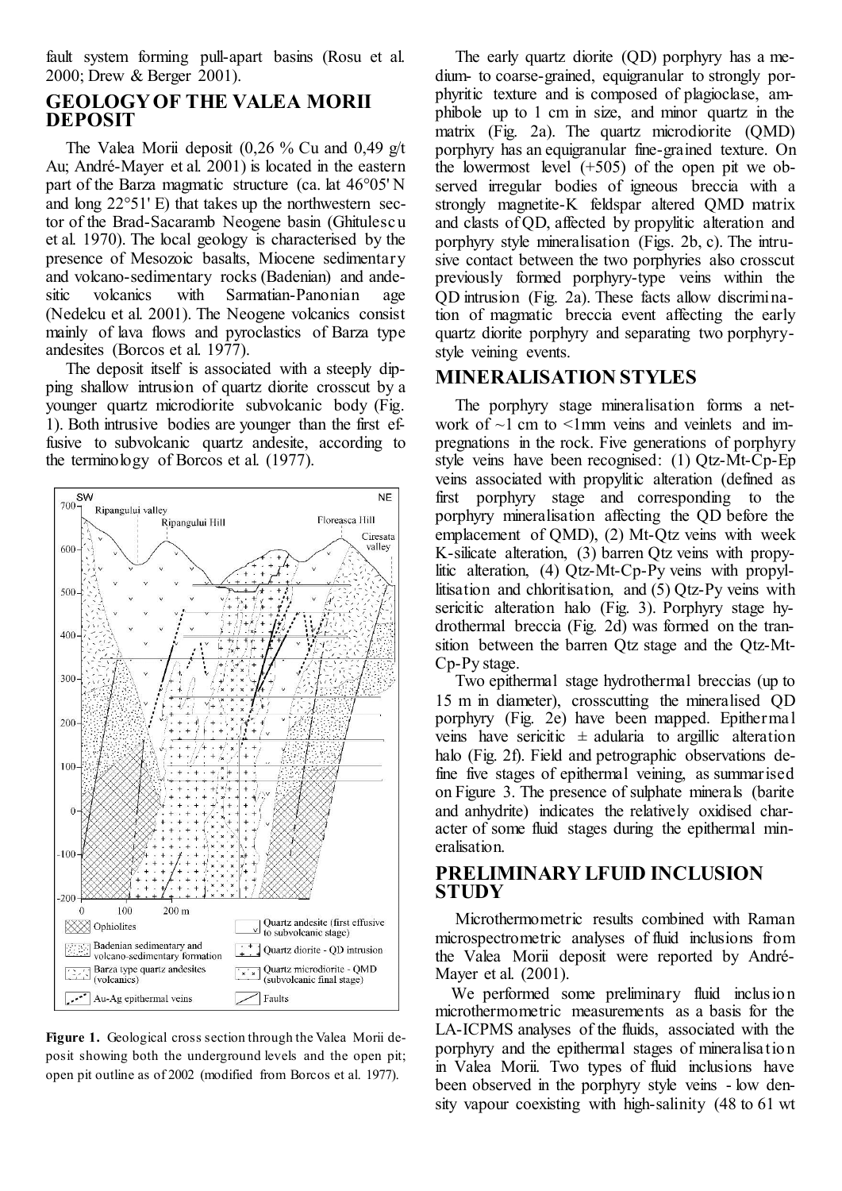fault system forming pull-apart basins (Rosu et al. 2000; Drew & Berger 2001).

## GEOLOGY OF THE VALEA MORII DEPOSIT

The Valea Morii deposit (0,26 % Cu and 0,49 g/t Au; André-Mayer et al. 2001) is located in the eastern part of the Barza magmatic structure (ca. lat 46°05' N and long 22°51' E) that takes up the northwestern sector of the Brad-Sacaramb Neogene basin (Ghitulescu et al. 1970). The local geology is characterised by the presence of Mesozoic basalts, Miocene sedimentary and volcano-sedimentary rocks (Badenian) and andesitic volcanics with Sarmatian-Panonian age (Nedelcu et al. 2001). The Neogene volcanics consist mainly of lava flows and pyroclastics of Barza type andesites (Borcos et al. 1977).

The deposit itself is associated with a steeply dipping shallow intrusion of quartz diorite crosscut by a younger quartz microdiorite subvolcanic body (Fig. 1). Both intrusive bodies are younger than the first effusive to subvolcanic quartz andesite, according to the terminology of Borcos et al. (1977).

**Figure 1.** Geological cross section through the Valea Morii deposit showing both the underground levels and the open pit; open pit outline as of 2002 (modified from Borcos et al. 1977).

The early quartz diorite (QD) porphyry has a medium- to coarse-grained, equigranular to strongly porphyritic texture and is composed of plagioclase, amphibole up to 1 cm in size, and minor quartz in the matrix (Fig. 2a). The quartz microdiorite (QMD) porphyry has an equigranular fine-grained texture. On the lowermost level (+505) of the open pit we observed irregular bodies of igneous breccia with a strongly magnetite-K feldspar altered QMD matrix and clasts of QD, affected by propylitic alteration and porphyry style mineralisation (Figs. 2b, c). The intrusive contact between the two porphyries also crosscut previously formed porphyry-type veins within the QD intrusion (Fig. 2a). These facts allow discrimination of magmatic breccia event affecting the early quartz diorite porphyry and separating two porphyry-style veining events.

## MINERALISATION STYLES

The porphyry stage mineralisation forms a network of ~1 cm to <1mm veins and veinlets and impregnations in the rock. Five generations of porphyry style veins have been recognised: (1) Qtz-Mt-Cp-Ep veins associated with propylitic alteration (defined as first porphyry stage and corresponding to the porphyry mineralisation affecting the QD before the emplacement of QMD), (2) Mt-Qtz veins with week K-silicate alteration, (3) barren Qtz veins with propylitic alteration, (4) Qtz-Mt-Cp-Py veins with propyllitisation and chloritisation, and (5) Qtz-Py veins with sericitic alteration halo (Fig. 3). Porphyry stage hydrothermal breccia (Fig. 2d) was formed on the transition between the barren Qtz stage and the Qtz-Mt-Cp-Py stage.

Two epithermal stage hydrothermal breccias (up to 15 m in diameter), crosscutting the mineralised QD porphyry (Fig. 2e) have been mapped. Epithermal veins have sericitic ± adularia to argillic alteration halo (Fig. 2f). Field and petrographic observations define five stages of epithermal veining, as summarised on Figure 3. The presence of sulphate minerals (barite and anhydrite) indicates the relatively oxidised character of some fluid stages during the epithermal mineralisation.

## PRELIMINARY LFUID INCLUSION STUDY

Microthermometric results combined with Raman microspectrometric analyses of fluid inclusions from the Valea Morii deposit were reported by André-Mayer et al. (2001).

We performed some preliminary fluid inclusion microthermometric measurements as a basis for the LA-ICPMS analyses of the fluids, associated with the porphyry and the epithermal stages of mineralisation in Valea Morii. Two types of fluid inclusions have been observed in the porphyry style veins - low density vapour coexisting with high-salinity (48 to 61 wt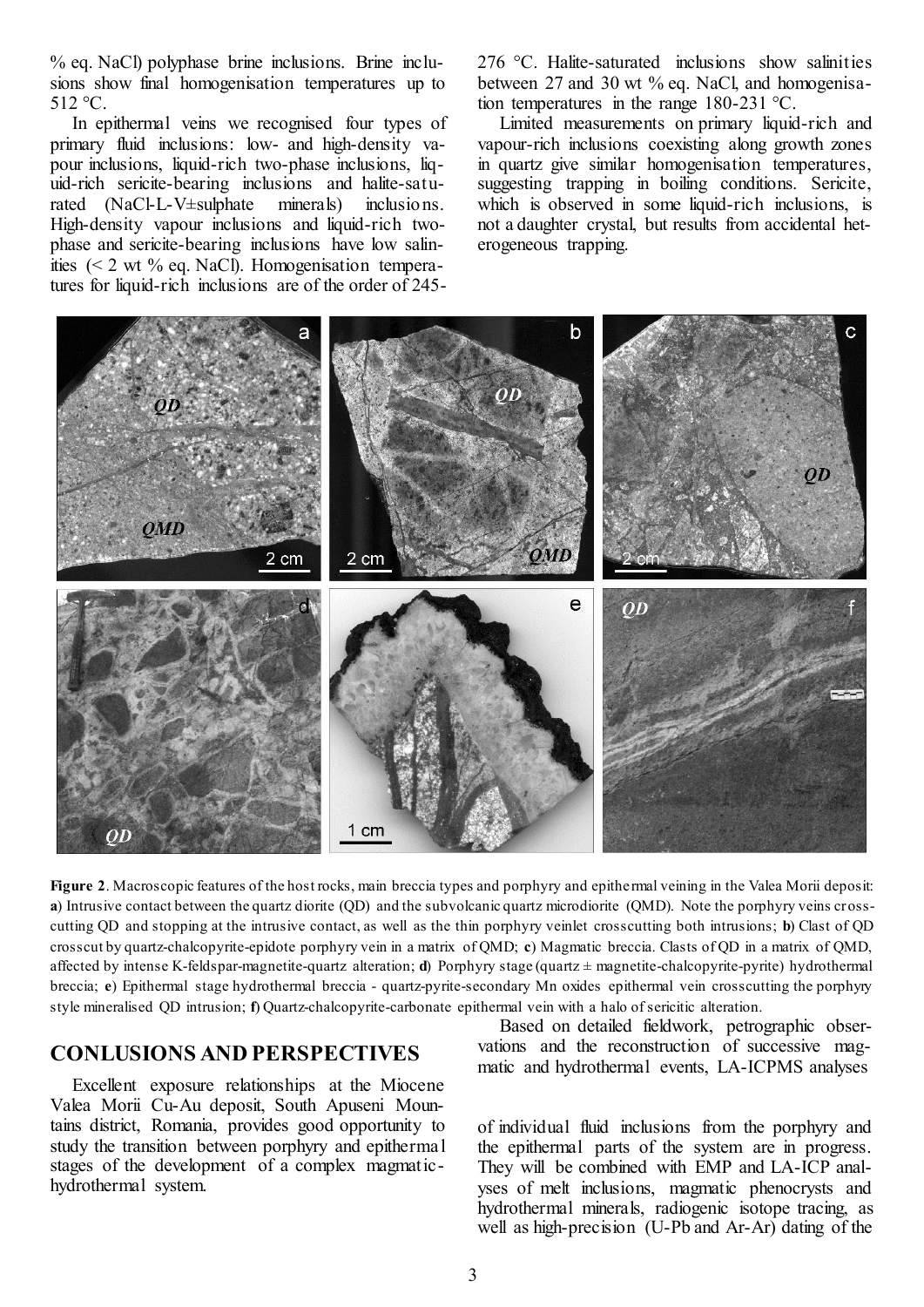% eq. NaCl) polyphase brine inclusions. Brine inclusions show final homogenisation temperatures up to 512 °C.

In epithermal veins we recognised four types of primary fluid inclusions: low- and high-density vapour inclusions, liquid-rich two-phase inclusions, liquid-rich sericite-bearing inclusions and halite-saturated (NaCl-L-V±sulphate minerals) inclusions. High-density vapour inclusions and liquid-rich two-phase and sericite-bearing inclusions have low salinities (< 2 wt % eq. NaCl). Homogenisation temperatures for liquid-rich inclusions are of the order of 245-276 °C. Halite-saturated inclusions show salinities between 27 and 30 wt % eq. NaCl, and homogenisation temperatures in the range 180-231 °C.

Limited measurements on primary liquid-rich and vapour-rich inclusions coexisting along growth zones in quartz give similar homogenisation temperatures, suggesting trapping in boiling conditions. Sericite, which is observed in some liquid-rich inclusions, is not a daughter crystal, but results from accidental heterogeneous trapping.

**Figure 2**. Macroscopic features of the host rocks, main breccia types and porphyry and epithermal veining in the Valea Morii deposit: **a**) Intrusive contact between the quartz diorite (QD) and the subvolcanic quartz microdiorite (QMD). Note the porphyry veins crosscutting QD and stopping at the intrusive contact, as well as the thin porphyry veinlet crosscutting both intrusions; **b**) Clast of QD crosscut by quartz-chalcopyrite-epidote porphyry vein in a matrix of QMD; **c**) Magmatic breccia. Clasts of QD in a matrix of QMD, affected by intense K-feldspar-magnetite-quartz alteration; **d**) Porphyry stage (quartz ± magnetite-chalcopyrite-pyrite) hydrothermal breccia; **e**) Epithermal stage hydrothermal breccia - quartz-pyrite-secondary Mn oxides epithermal vein crosscutting the porphyry style mineralised QD intrusion; **f**) Quartz-chalcopyrite-carbonate epithermal vein with a halo of sericitic alteration.

## CONLUSIONS AND PERSPECTIVES

Excellent exposure relationships at the Miocene Valea Morii Cu-Au deposit, South Apuseni Mountains district, Romania, provides good opportunity to study the transition between porphyry and epithermal stages of the development of a complex magmatic-hydrothermal system.

Based on detailed fieldwork, petrographic observations and the reconstruction of successive magmatic and hydrothermal events, LA-ICPMS analyses of individual fluid inclusions from the porphyry and the epithermal parts of the system are in progress. They will be combined with EMP and LA-ICP analyses of melt inclusions, magmatic phenocrysts and hydrothermal minerals, radiogenic isotope tracing, as well as high-precision (U-Pb and Ar-Ar) dating of the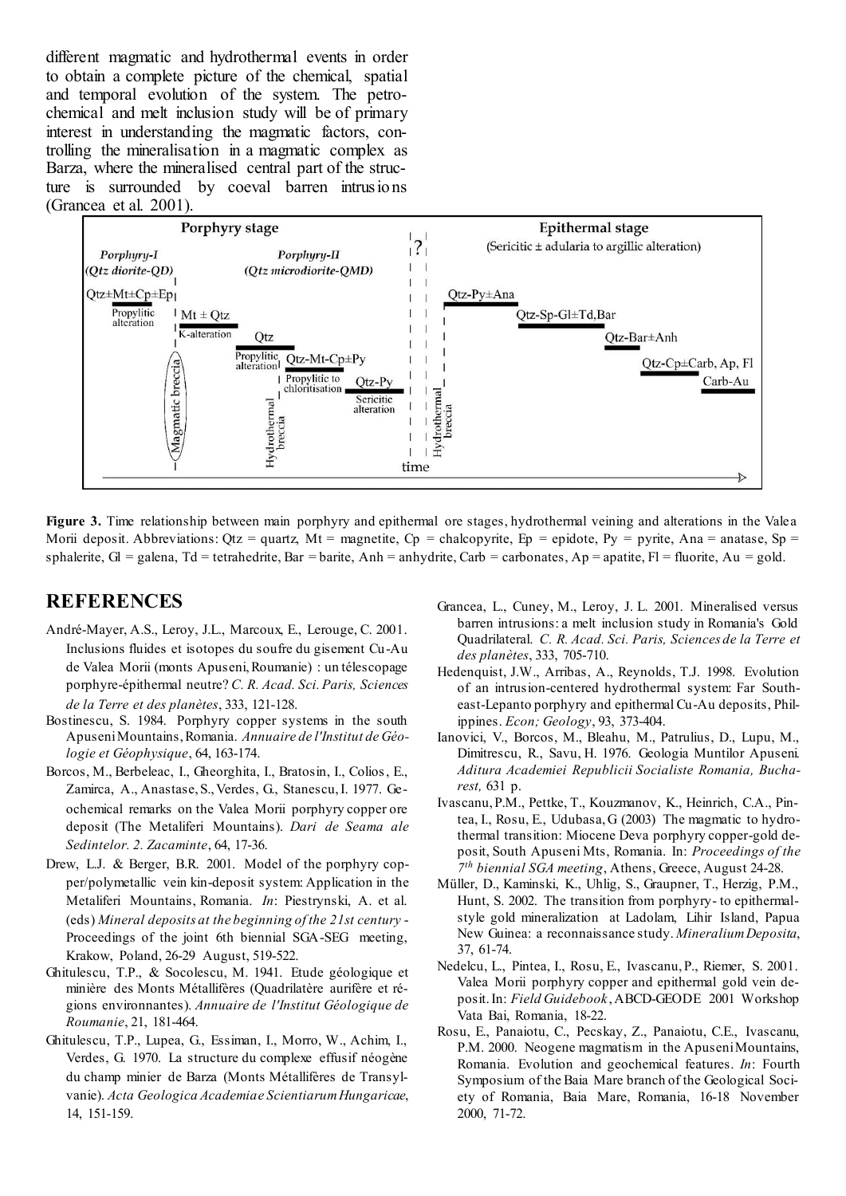different magmatic and hydrothermal events in order to obtain a complete picture of the chemical, spatial and temporal evolution of the system. The petrochemical and melt inclusion study will be of primary interest in understanding the magmatic factors, controlling the mineralisation in a magmatic complex as Barza, where the mineralised central part of the structure is surrounded by coeval barren intrusions (Grancea et al. 2001).

**Figure 3.** Time relationship between main porphyry and epithermal ore stages, hydrothermal veining and alterations in the Valea Morii deposit. Abbreviations: Qtz = quartz, Mt = magnetite, Cp = chalcopyrite, Ep = epidote, Py = pyrite, Ana = anatase, Sp = sphalerite, Gl = galena, Td = tetrahedrite, Bar = barite, Anh = anhydrite, Carb = carbonates, Ap = apatite, Fl = fluorite, Au = gold.

## REFERENCES

André-Mayer, A.S., Leroy, J.L., Marcoux, E., Lerouge, C. 2001. Inclusions fluides et isotopes du soufre du gisement Cu-Au de Valea Morii (monts Apuseni, Roumanie) : un télescopage porphyre-épithermal neutre? *C. R. Acad. Sci. Paris, Sciences de la Terre et des planètes*, 333, 121-128.

Bostinescu, S. 1984. Porphyry copper systems in the south Apuseni Mountains, Romania. *Annuaire de l'Institut de Géologie et Géophysique*, 64, 163-174.

Borcos, M., Berbeleac, I., Gheorghita, I., Bratosin, I., Colios, E., Zamirca, A., Anastase, S., Verdes, G., Stanescu, I. 1977. Geochemical remarks on the Valea Morii porphyry copper ore deposit (The Metaliferi Mountains). *Dari de Seama ale Sedintelor. 2. Zacaminte*, 64, 17-36.

Drew, L.J. & Berger, B.R. 2001. Model of the porphyry copper/polymetallic vein kin-deposit system: Application in the Metaliferi Mountains, Romania. *In*: Piestrynski, A. et al. (eds) *Mineral deposits at the beginning of the 21st century* - Proceedings of the joint 6th biennial SGA-SEG meeting, Krakow, Poland, 26-29 August, 519-522.

Ghitulescu, T.P., & Socolescu, M. 1941. Etude géologique et minière des Monts Métallifères (Quadrilatère aurifère et régions environnantes). *Annuaire de l'Institut Géologique de Roumanie*, 21, 181-464.

Ghitulescu, T.P., Lupea, G., Essiman, I., Morro, W., Achim, I., Verdes, G. 1970. La structure du complexe effusif néogène du champ minier de Barza (Monts Métallifères de Transylvanie). *Acta Geologica Academiae Scientiarum Hungaricae*, 14, 151-159.

Grancea, L., Cuney, M., Leroy, J. L. 2001. Mineralised versus barren intrusions: a melt inclusion study in Romania's Gold Quadrilateral. *C. R. Acad. Sci. Paris, Sciences de la Terre et des planètes*, 333, 705-710.

Hedenquist, J.W., Arribas, A., Reynolds, T.J. 1998. Evolution of an intrusion-centered hydrothermal system: Far Southeast-Lepanto porphyry and epithermal Cu-Au deposits, Philippines. *Econ; Geology*, 93, 373-404.

Ianovici, V., Borcos, M., Bleahu, M., Patrulius, D., Lupu, M., Dimitrescu, R., Savu, H. 1976. Geologia Muntilor Apuseni. *Aditura Academiei Republicii Socialiste Romania, Bucharest,* 631 p.

Ivascanu, P.M., Pettke, T., Kouzmanov, K., Heinrich, C.A., Pintea, I., Rosu, E., Udubasa, G (2003) The magmatic to hydrothermal transition: Miocene Deva porphyry copper-gold deposit, South Apuseni Mts, Romania. In: *Proceedings of the 7th biennial SGA meeting*, Athens, Greece, August 24-28.

Müller, D., Kaminski, K., Uhlig, S., Graupner, T., Herzig, P.M., Hunt, S. 2002. The transition from porphyry- to epithermal-style gold mineralization at Ladolam, Lihir Island, Papua New Guinea: a reconnaissance study. *Mineralium Deposita*, 37, 61-74.

Nedelcu, L., Pintea, I., Rosu, E., Ivascanu, P., Riemer, S. 2001. Valea Morii porphyry copper and epithermal gold vein deposit. In: *Field Guidebook*, ABCD-GEODE 2001 Workshop Vata Bai, Romania, 18-22.

Rosu, E., Panaiotu, C., Pecskay, Z., Panaiotu, C.E., Ivascanu, P.M. 2000. Neogene magmatism in the Apuseni Mountains, Romania. Evolution and geochemical features. *In*: Fourth Symposium of the Baia Mare branch of the Geological Society of Romania, Baia Mare, Romania, 16-18 November 2000, 71-72.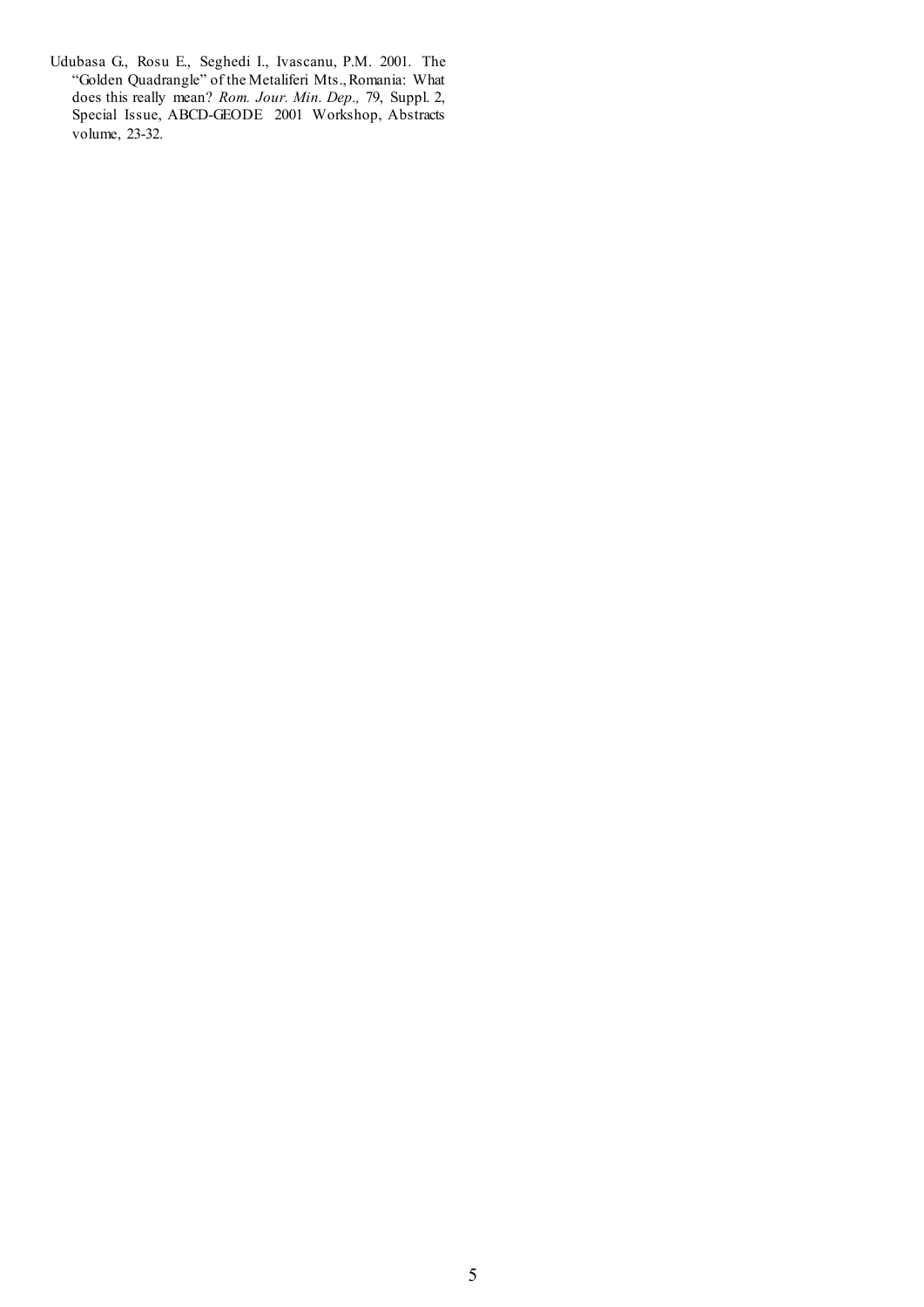Udubasa G., Rosu E., Seghedi I., Ivascanu, P.M. 2001. The "Golden Quadrangle" of the Metaliferi Mts., Romania: What does this really mean? *Rom. Jour. Min. Dep.,* 79, Suppl. 2, Special Issue, ABCD-GEODE 2001 Workshop, Abstracts volume, 23-32.